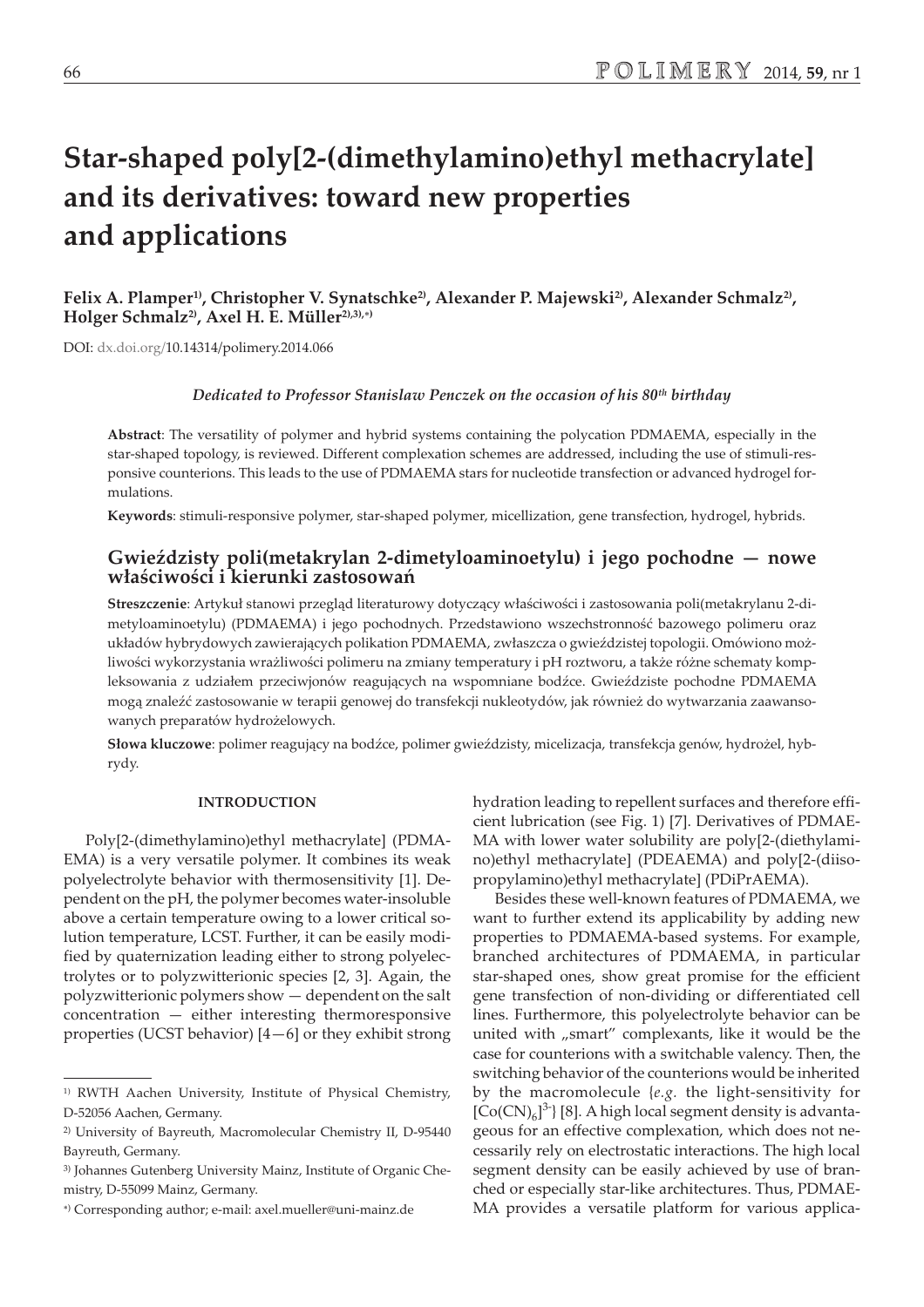# Star-shaped poly[2-(dimethylamino)ethyl methacrylate] and its derivatives: toward new properties and applications

**Felix A. Plamper[1], Christopher V. Synatschke[2], Alexander P. Majewski[2], Alexander Schmalz[2], Holger Schmalz[2], Axel H. E. Müller[2),3),*]**

DOI: dx.doi.org/10.14314/polimery.2014.066

*Dedicated to Professor Stanislaw Penczek on the occasion of his 80th birthday*

**Abstract**: The versatility of polymer and hybrid systems containing the polycation PDMAEMA, especially in the star-shaped topology, is reviewed. Different complexation schemes are addressed, including the use of stimuli-responsive counterions. This leads to the use of PDMAEMA stars for nucleotide transfection or advanced hydrogel formulations.

**Keywords**: stimuli-responsive polymer, star-shaped polymer, micellization, gene transfection, hydrogel, hybrids.

## Gwieździsty poli(metakrylan 2-dimetyloaminoetylu) i jego pochodne — nowe właściwości i kierunki zastosowań

**Streszczenie**: Artykuł stanowi przegląd literaturowy dotyczący właściwości i zastosowania poli(metakrylanu 2-dimetyloaminoetylu) (PDMAEMA) i jego pochodnych. Przedstawiono wszechstronność bazowego polimeru oraz układów hybrydowych zawierających polikation PDMAEMA, zwłaszcza o gwieździstej topologii. Omówiono możliwości wykorzystania wrażliwości polimeru na zmiany temperatury i pH roztworu, a także różne schematy kompleksowania z udziałem przeciwjonów reagujących na wspomniane bodźce. Gwieździste pochodne PDMAEMA mogą znaleźć zastosowanie w terapii genowej do transfekcji nukleotydów, jak również do wytwarzania zaawansowanych preparatów hydrożelowych.

**Słowa kluczowe**: polimer reagujący na bodźce, polimer gwieździsty, micelizacja, transfekcja genów, hydrożel, hybrydy.

## INTRODUCTION

Poly[2-(dimethylamino)ethyl methacrylate] (PDMAEMA) is a very versatile polymer. It combines its weak polyelectrolyte behavior with thermosensitivity [1]. Dependent on the pH, the polymer becomes water-insoluble above a certain temperature owing to a lower critical solution temperature, LCST. Further, it can be easily modified by quaternization leading either to strong polyelectrolytes or to polyzwitterionic species [2, 3]. Again, the polyzwitterionic polymers show — dependent on the salt concentration — either interesting thermoresponsive properties (UCST behavior) [4—6] or they exhibit strong hydration leading to repellent surfaces and therefore efficient lubrication (see Fig. 1) [7]. Derivatives of PDMAEMA with lower water solubility are poly[2-(diethylamino)ethyl methacrylate] (PDEAEMA) and poly[2-(diisopropylamino)ethyl methacrylate] (PDiPrAEMA).

Besides these well-known features of PDMAEMA, we want to further extend its applicability by adding new properties to PDMAEMA-based systems. For example, branched architectures of PDMAEMA, in particular star-shaped ones, show great promise for the efficient gene transfection of non-dividing or differentiated cell lines. Furthermore, this polyelectrolyte behavior can be united with „smart" complexants, like it would be the case for counterions with a switchable valency. Then, the switching behavior of the counterions would be inherited by the macromolecule {*e.g.* the light-sensitivity for $[Co(CN)_6]^{3-}$} [8]. A high local segment density is advantageous for an effective complexation, which does not necessarily rely on electrostatic interactions. The high local segment density can be easily achieved by use of branched or especially star-like architectures. Thus, PDMAEMA provides a versatile platform for various applica-

---

[1] RWTH Aachen University, Institute of Physical Chemistry, D-52056 Aachen, Germany.

[2] University of Bayreuth, Macromolecular Chemistry II, D-95440 Bayreuth, Germany.

[3] Johannes Gutenberg University Mainz, Institute of Organic Chemistry, D-55099 Mainz, Germany.

[*] Corresponding author; e-mail: axel.mueller@uni-mainz.de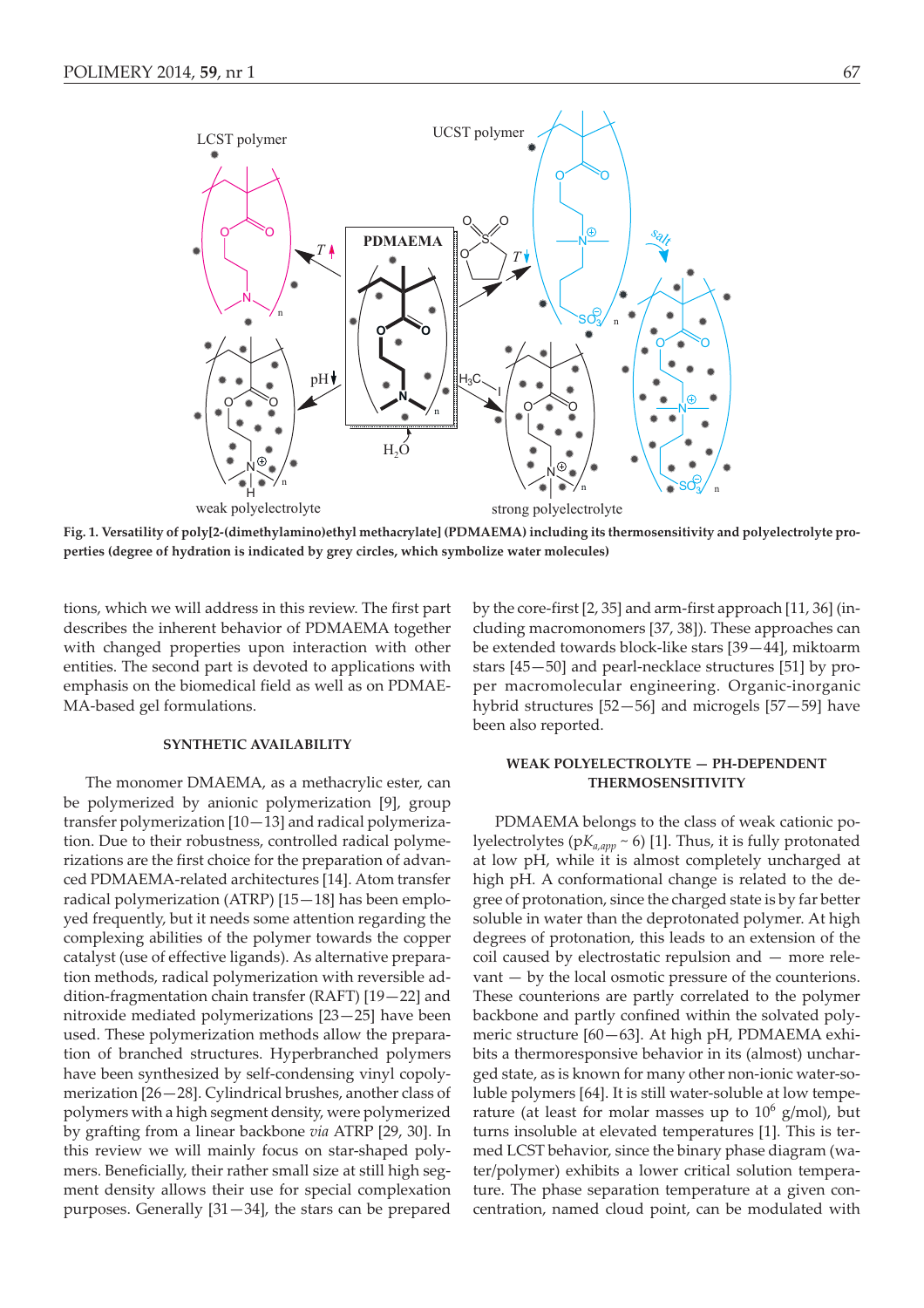**Fig. 1. Versatility of poly[2-(dimethylamino)ethyl methacrylate] (PDMAEMA) including its thermosensitivity and polyelectrolyte properties (degree of hydration is indicated by grey circles, which symbolize water molecules)**

tions, which we will address in this review. The first part describes the inherent behavior of PDMAEMA together with changed properties upon interaction with other entities. The second part is devoted to applications with emphasis on the biomedical field as well as on PDMAEMA-based gel formulations.

### SYNTHETIC AVAILABILITY

The monomer DMAEMA, as a methacrylic ester, can be polymerized by anionic polymerization [9], group transfer polymerization [10—13] and radical polymerization. Due to their robustness, controlled radical polymerizations are the first choice for the preparation of advanced PDMAEMA-related architectures [14]. Atom transfer radical polymerization (ATRP) [15—18] has been employed frequently, but it needs some attention regarding the complexing abilities of the polymer towards the copper catalyst (use of effective ligands). As alternative preparation methods, radical polymerization with reversible addition-fragmentation chain transfer (RAFT) [19—22] and nitroxide mediated polymerizations [23—25] have been used. These polymerization methods allow the preparation of branched structures. Hyperbranched polymers have been synthesized by self-condensing vinyl copolymerization [26—28]. Cylindrical brushes, another class of polymers with a high segment density, were polymerized by grafting from a linear backbone *via* ATRP [29, 30]. In this review we will mainly focus on star-shaped polymers. Beneficially, their rather small size at still high segment density allows their use for special complexation purposes. Generally [31—34], the stars can be prepared by the core-first [2, 35] and arm-first approach [11, 36] (including macromonomers [37, 38]). These approaches can be extended towards block-like stars [39—44], miktoarm stars [45—50] and pearl-necklace structures [51] by proper macromolecular engineering. Organic-inorganic hybrid structures [52—56] and microgels [57—59] have been also reported.

### WEAK POLYELECTROLYTE — PH-DEPENDENT THERMOSENSITIVITY

PDMAEMA belongs to the class of weak cationic polyelectrolytes ($pK_{a,app} \sim 6$) [1]. Thus, it is fully protonated at low pH, while it is almost completely uncharged at high pH. A conformational change is related to the degree of protonation, since the charged state is by far better soluble in water than the deprotonated polymer. At high degrees of protonation, this leads to an extension of the coil caused by electrostatic repulsion and — more relevant — by the local osmotic pressure of the counterions. These counterions are partly correlated to the polymer backbone and partly confined within the solvated polymeric structure [60—63]. At high pH, PDMAEMA exhibits a thermoresponsive behavior in its (almost) uncharged state, as is known for many other non-ionic water-soluble polymers [64]. It is still water-soluble at low temperature (at least for molar masses up to $10^6$ g/mol), but turns insoluble at elevated temperatures [1]. This is termed LCST behavior, since the binary phase diagram (water/polymer) exhibits a lower critical solution temperature. The phase separation temperature at a given concentration, named cloud point, can be modulated with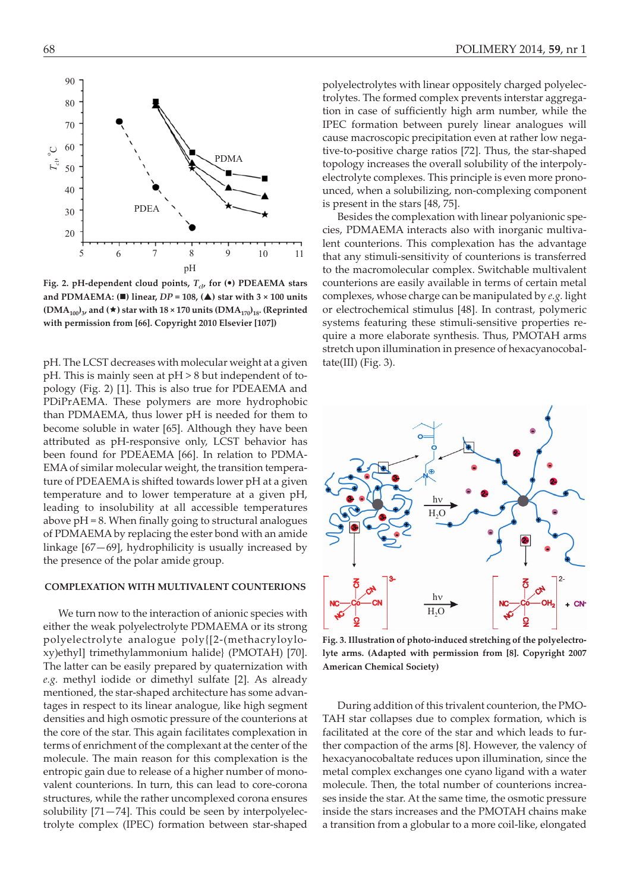Fig. 2. pH-dependent cloud points, $T_{cl}$, for (•) PDEAEMA stars and PDMAEMA: (■) linear, $DP$ = 108, (▲) star with 3 × 100 units $(DMA_{100})_3$, and (★) star with 18 × 170 units $(DMA_{170})_{18}$. (Reprinted with permission from [66]. Copyright 2010 Elsevier [107])

pH. The LCST decreases with molecular weight at a given pH. This is mainly seen at pH > 8 but independent of topology (Fig. 2) [1]. This is also true for PDEAEMA and PDiPrAEMA. These polymers are more hydrophobic than PDMAEMA, thus lower pH is needed for them to become soluble in water [65]. Although they have been attributed as pH-responsive only, LCST behavior has been found for PDEAEMA [66]. In relation to PDMAEMA of similar molecular weight, the transition temperature of PDEAEMA is shifted towards lower pH at a given temperature and to lower temperature at a given pH, leading to insolubility at all accessible temperatures above pH = 8. When finally going to structural analogues of PDMAEMA by replacing the ester bond with an amide linkage [67—69], hydrophilicity is usually increased by the presence of the polar amide group.

## COMPLEXATION WITH MULTIVALENT COUNTERIONS

We turn now to the interaction of anionic species with either the weak polyelectrolyte PDMAEMA or its strong polyelectrolyte analogue poly{[2-(methacryloyloxy)ethyl] trimethylammonium halide} (PMOTAH) [70]. The latter can be easily prepared by quaternization with *e.g.* methyl iodide or dimethyl sulfate [2]. As already mentioned, the star-shaped architecture has some advantages in respect to its linear analogue, like high segment densities and high osmotic pressure of the counterions at the core of the star. This again facilitates complexation in terms of enrichment of the complexant at the center of the molecule. The main reason for this complexation is the entropic gain due to release of a higher number of monovalent counterions. In turn, this can lead to core-corona structures, while the rather uncomplexed corona ensures solubility [71—74]. This could be seen by interpolyelectrolyte complex (IPEC) formation between star-shaped polyelectrolytes with linear oppositely charged polyelectrolytes. The formed complex prevents interstar aggregation in case of sufficiently high arm number, while the IPEC formation between purely linear analogues will cause macroscopic precipitation even at rather low negative-to-positive charge ratios [72]. Thus, the star-shaped topology increases the overall solubility of the interpolyelectrolyte complexes. This principle is even more pronounced, when a solubilizing, non-complexing component is present in the stars [48, 75].

Besides the complexation with linear polyanionic species, PDMAEMA interacts also with inorganic multivalent counterions. This complexation has the advantage that any stimuli-sensitivity of counterions is transferred to the macromolecular complex. Switchable multivalent counterions are easily available in terms of certain metal complexes, whose charge can be manipulated by *e.g.* light or electrochemical stimulus [48]. In contrast, polymeric systems featuring these stimuli-sensitive properties require a more elaborate synthesis. Thus, PMOTAH arms stretch upon illumination in presence of hexacyanocobaltate(III) (Fig. 3).

Fig. 3. Illustration of photo-induced stretching of the polyelectrolyte arms. (Adapted with permission from [8]. Copyright 2007 American Chemical Society)

During addition of this trivalent counterion, the PMOTAH star collapses due to complex formation, which is facilitated at the core of the star and which leads to further compaction of the arms [8]. However, the valency of hexacyanocobaltate reduces upon illumination, since the metal complex exchanges one cyano ligand with a water molecule. Then, the total number of counterions increases inside the star. At the same time, the osmotic pressure inside the stars increases and the PMOTAH chains make a transition from a globular to a more coil-like, elongated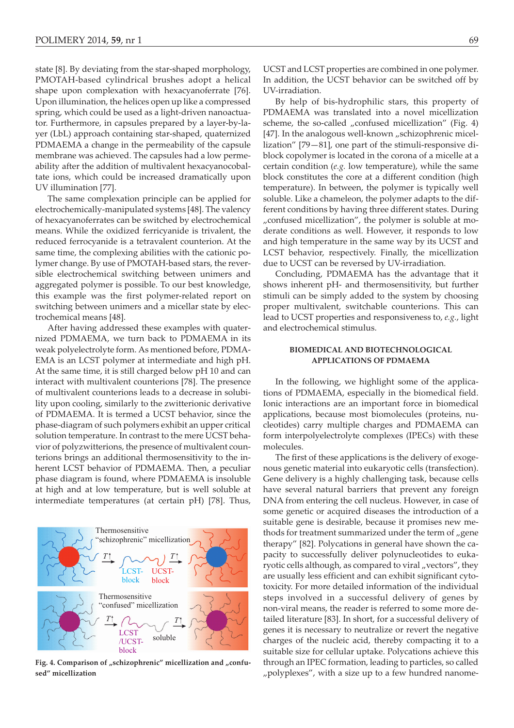state [8]. By deviating from the star-shaped morphology, PMOTAH-based cylindrical brushes adopt a helical shape upon complexation with hexacyanoferrate [76]. Upon illumination, the helices open up like a compressed spring, which could be used as a light-driven nanoactuator. Furthermore, in capsules prepared by a layer-by-layer (LbL) approach containing star-shaped, quaternized PDMAEMA a change in the permeability of the capsule membrane was achieved. The capsules had a low permeability after the addition of multivalent hexacyanocobaltate ions, which could be increased dramatically upon UV illumination [77].

The same complexation principle can be applied for electrochemically-manipulated systems [48]. The valency of hexacyanoferrates can be switched by electrochemical means. While the oxidized ferricyanide is trivalent, the reduced ferrocyanide is a tetravalent counterion. At the same time, the complexing abilities with the cationic polymer change. By use of PMOTAH-based stars, the reversible electrochemical switching between unimers and aggregated polymer is possible. To our best knowledge, this example was the first polymer-related report on switching between unimers and a micellar state by electrochemical means [48].

After having addressed these examples with quaternized PDMAEMA, we turn back to PDMAEMA in its weak polyelectrolyte form. As mentioned before, PDMAEMA is an LCST polymer at intermediate and high pH. At the same time, it is still charged below pH 10 and can interact with multivalent counterions [78]. The presence of multivalent counterions leads to a decrease in solubility upon cooling, similarly to the zwitterionic derivative of PDMAEMA. It is termed a UCST behavior, since the phase-diagram of such polymers exhibit an upper critical solution temperature. In contrast to the mere UCST behavior of polyzwitterions, the presence of multivalent counterions brings an additional thermosensitivity to the inherent LCST behavior of PDMAEMA. Then, a peculiar phase diagram is found, where PDMAEMA is insoluble at high and at low temperature, but is well soluble at intermediate temperatures (at certain pH) [78]. Thus, UCST and LCST properties are combined in one polymer. In addition, the UCST behavior can be switched off by UV-irradiation.

By help of bis-hydrophilic stars, this property of PDMAEMA was translated into a novel micellization scheme, the so-called „confused micellization" (Fig. 4) [47]. In the analogous well-known „schizophrenic micellization" [79—81], one part of the stimuli-responsive diblock copolymer is located in the corona of a micelle at a certain condition (*e.g.* low temperature), while the same block constitutes the core at a different condition (high temperature). In between, the polymer is typically well soluble. Like a chameleon, the polymer adapts to the different conditions by having three different states. During „confused micellization", the polymer is soluble at moderate conditions as well. However, it responds to low and high temperature in the same way by its UCST and LCST behavior, respectively. Finally, the micellization due to UCST can be reversed by UV-irradiation.

Concluding, PDMAEMA has the advantage that it shows inherent pH- and thermosensitivity, but further stimuli can be simply added to the system by choosing proper multivalent, switchable counterions. This can lead to UCST properties and responsiveness to, *e.g.*, light and electrochemical stimulus.

**Fig. 4. Comparison of „schizophrenic" micellization and „confused" micellization**

## BIOMEDICAL AND BIOTECHNOLOGICAL APPLICATIONS OF PDMAEMA

In the following, we highlight some of the applications of PDMAEMA, especially in the biomedical field. Ionic interactions are an important force in biomedical applications, because most biomolecules (proteins, nucleotides) carry multiple charges and PDMAEMA can form interpolyelectrolyte complexes (IPECs) with these molecules.

The first of these applications is the delivery of exogenous genetic material into eukaryotic cells (transfection). Gene delivery is a highly challenging task, because cells have several natural barriers that prevent any foreign DNA from entering the cell nucleus. However, in case of some genetic or acquired diseases the introduction of a suitable gene is desirable, because it promises new methods for treatment summarized under the term of „gene therapy" [82]. Polycations in general have shown the capacity to successfully deliver polynucleotides to eukaryotic cells although, as compared to viral „vectors", they are usually less efficient and can exhibit significant cytotoxicity. For more detailed information of the individual steps involved in a successful delivery of genes by non-viral means, the reader is referred to some more detailed literature [83]. In short, for a successful delivery of genes it is necessary to neutralize or revert the negative charges of the nucleic acid, thereby compacting it to a suitable size for cellular uptake. Polycations achieve this through an IPEC formation, leading to particles, so called „polyplexes", with a size up to a few hundred nanome-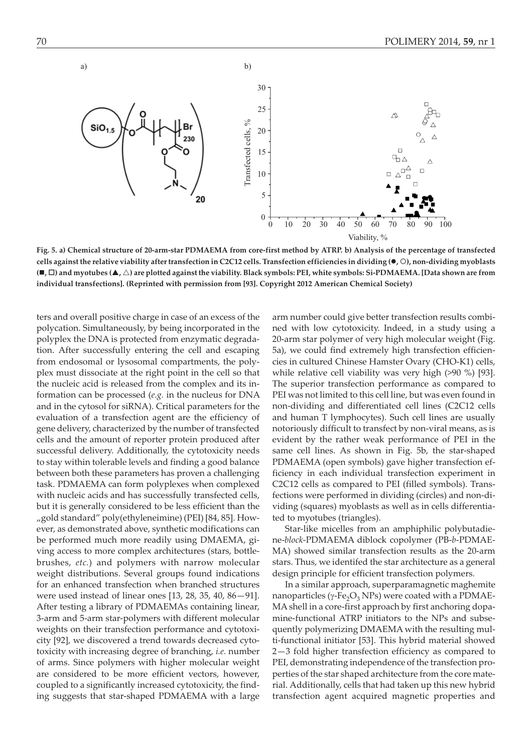Fig. 5. a) Chemical structure of 20-arm-star PDMAEMA from core-first method by ATRP. b) Analysis of the percentage of transfected cells against the relative viability after transfection in C2C12 cells. Transfection efficiencies in dividing (●, ○), non-dividing myoblasts (■, □) and myotubes (▲, △) are plotted against the viability. Black symbols: PEI, white symbols: Si-PDMAEMA. [Data shown are from individual transfections]. (Reprinted with permission from [93]. Copyright 2012 American Chemical Society)

ters and overall positive charge in case of an excess of the polycation. Simultaneously, by being incorporated in the polyplex the DNA is protected from enzymatic degradation. After successfully entering the cell and escaping from endosomal or lysosomal compartments, the polyplex must dissociate at the right point in the cell so that the nucleic acid is released from the complex and its information can be processed (*e.g.* in the nucleus for DNA and in the cytosol for siRNA). Critical parameters for the evaluation of a transfection agent are the efficiency of gene delivery, characterized by the number of transfected cells and the amount of reporter protein produced after successful delivery. Additionally, the cytotoxicity needs to stay within tolerable levels and finding a good balance between both these parameters has proven a challenging task. PDMAEMA can form polyplexes when complexed with nucleic acids and has successfully transfected cells, but it is generally considered to be less efficient than the „gold standard" poly(ethyleneimine) (PEI) [84, 85]. However, as demonstrated above, synthetic modifications can be performed much more readily using DMAEMA, giving access to more complex architectures (stars, bottle-brushes, *etc.*) and polymers with narrow molecular weight distributions. Several groups found indications for an enhanced transfection when branched structures were used instead of linear ones [13, 28, 35, 40, 86—91]. After testing a library of PDMAEMAs containing linear, 3-arm and 5-arm star-polymers with different molecular weights on their transfection performance and cytotoxicity [92], we discovered a trend towards decreased cytotoxicity with increasing degree of branching, *i.e.* number of arms. Since polymers with higher molecular weight are considered to be more efficient vectors, however, coupled to a significantly increased cytotoxicity, the finding suggests that star-shaped PDMAEMA with a large arm number could give better transfection results combined with low cytotoxicity. Indeed, in a study using a 20-arm star polymer of very high molecular weight (Fig. 5a), we could find extremely high transfection efficiencies in cultured Chinese Hamster Ovary (CHO-K1) cells, while relative cell viability was very high (>90 %) [93]. The superior transfection performance as compared to PEI was not limited to this cell line, but was even found in non-dividing and differentiated cell lines (C2C12 cells and human T lymphocytes). Such cell lines are usually notoriously difficult to transfect by non-viral means, as is evident by the rather weak performance of PEI in the same cell lines. As shown in Fig. 5b, the star-shaped PDMAEMA (open symbols) gave higher transfection efficiency in each individual transfection experiment in C2C12 cells as compared to PEI (filled symbols). Transfections were performed in dividing (circles) and non-dividing (squares) myoblasts as well as in cells differentiated to myotubes (triangles).

Star-like micelles from an amphiphilic polybutadiene-*block*-PDMAEMA diblock copolymer (PB-*b*-PDMAEMA) showed similar transfection results as the 20-arm stars. Thus, we identifed the star architecture as a general design principle for efficient transfection polymers.

In a similar approach, superparamagnetic maghemite nanoparticles ($\gamma$-$Fe_2O_3$ NPs) were coated with a PDMAEMA shell in a core-first approach by first anchoring dopamine-functional ATRP initiators to the NPs and subsequently polymerizing DMAEMA with the resulting multi-functional initiator [53]. This hybrid material showed 2—3 fold higher transfection efficiency as compared to PEI, demonstrating independence of the transfection properties of the star shaped architecture from the core material. Additionally, cells that had taken up this new hybrid transfection agent acquired magnetic properties and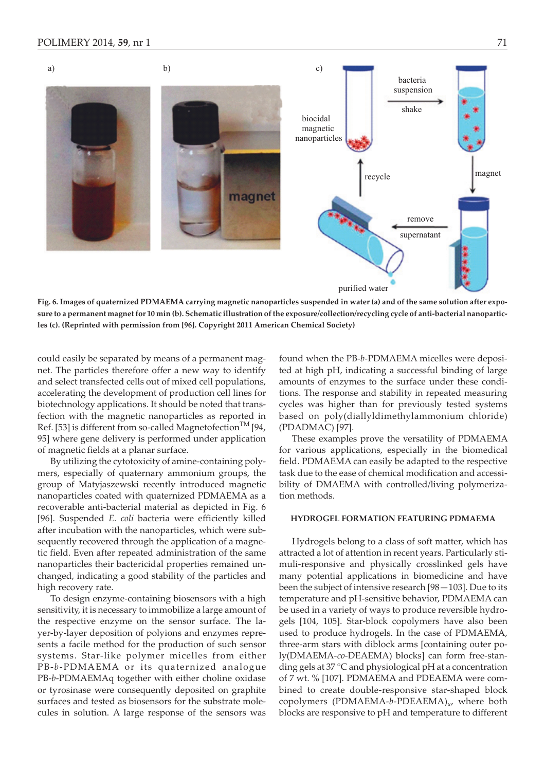Fig. 6. Images of quaternized PDMAEMA carrying magnetic nanoparticles suspended in water (a) and of the same solution after exposure to a permanent magnet for 10 min (b). Schematic illustration of the exposure/collection/recycling cycle of anti-bacterial nanoparticles (c). (Reprinted with permission from [96]. Copyright 2011 American Chemical Society)

could easily be separated by means of a permanent magnet. The particles therefore offer a new way to identify and select transfected cells out of mixed cell populations, accelerating the development of production cell lines for biotechnology applications. It should be noted that transfection with the magnetic nanoparticles as reported in Ref. [53] is different from so-called Magnetofection™ [94, 95] where gene delivery is performed under application of magnetic fields at a planar surface.

By utilizing the cytotoxicity of amine-containing polymers, especially of quaternary ammonium groups, the group of Matyjaszewski recently introduced magnetic nanoparticles coated with quaternized PDMAEMA as a recoverable anti-bacterial material as depicted in Fig. 6 [96]. Suspended *E. coli* bacteria were efficiently killed after incubation with the nanoparticles, which were subsequently recovered through the application of a magnetic field. Even after repeated administration of the same nanoparticles their bactericidal properties remained unchanged, indicating a good stability of the particles and high recovery rate.

To design enzyme-containing biosensors with a high sensitivity, it is necessary to immobilize a large amount of the respective enzyme on the sensor surface. The layer-by-layer deposition of polyions and enzymes represents a facile method for the production of such sensor systems. Star-like polymer micelles from either PB-*b*-PDMAEMA or its quaternized analogue PB-*b*-PDMAEMAq together with either choline oxidase or tyrosinase were consequently deposited on graphite surfaces and tested as biosensors for the substrate molecules in solution. A large response of the sensors was found when the PB-*b*-PDMAEMA micelles were deposited at high pH, indicating a successful binding of large amounts of enzymes to the surface under these conditions. The response and stability in repeated measuring cycles was higher than for previously tested systems based on poly(diallyldimethylammonium chloride) (PDADMAC) [97].

These examples prove the versatility of PDMAEMA for various applications, especially in the biomedical field. PDMAEMA can easily be adapted to the respective task due to the ease of chemical modification and accessibility of DMAEMA with controlled/living polymerization methods.

## HYDROGEL FORMATION FEATURING PDMAEMA

Hydrogels belong to a class of soft matter, which has attracted a lot of attention in recent years. Particularly stimuli-responsive and physically crosslinked gels have many potential applications in biomedicine and have been the subject of intensive research [98—103]. Due to its temperature and pH-sensitive behavior, PDMAEMA can be used in a variety of ways to produce reversible hydrogels [104, 105]. Star-block copolymers have also been used to produce hydrogels. In the case of PDMAEMA, three-arm stars with diblock arms [containing outer poly(DMAEMA-*co*-DEAEMA) blocks] can form free-standing gels at 37 °C and physiological pH at a concentration of 7 wt. % [107]. PDMAEMA and PDEAEMA were combined to create double-responsive star-shaped block copolymers (PDMAEMA-*b*-PDEAEMA)$_x$, where both blocks are responsive to pH and temperature to different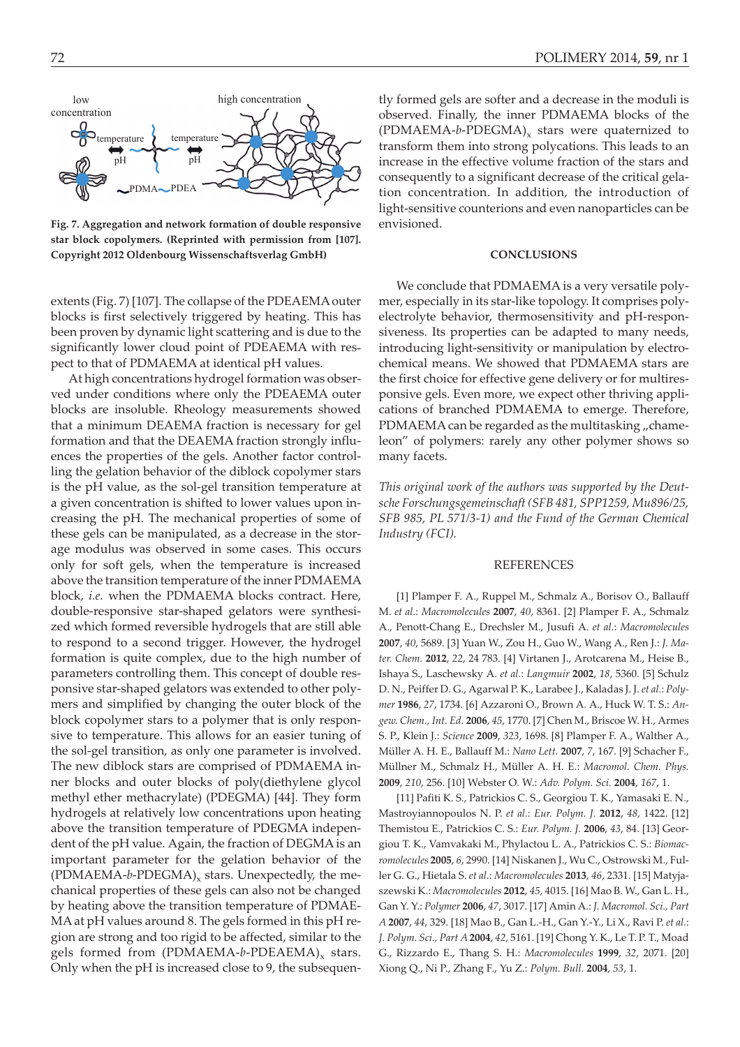Fig. 7. Aggregation and network formation of double responsive star block copolymers. (Reprinted with permission from [107]. Copyright 2012 Oldenbourg Wissenschaftsverlag GmbH)

extents (Fig. 7) [107]. The collapse of the PDEAEMA outer blocks is first selectively triggered by heating. This has been proven by dynamic light scattering and is due to the significantly lower cloud point of PDEAEMA with respect to that of PDMAEMA at identical pH values.

At high concentrations hydrogel formation was observed under conditions where only the PDEAEMA outer blocks are insoluble. Rheology measurements showed that a minimum DEAEMA fraction is necessary for gel formation and that the DEAEMA fraction strongly influences the properties of the gels. Another factor controlling the gelation behavior of the diblock copolymer stars is the pH value, as the sol-gel transition temperature at a given concentration is shifted to lower values upon increasing the pH. The mechanical properties of some of these gels can be manipulated, as a decrease in the storage modulus was observed in some cases. This occurs only for soft gels, when the temperature is increased above the transition temperature of the inner PDMAEMA block, *i.e.* when the PDMAEMA blocks contract. Here, double-responsive star-shaped gelators were synthesized which formed reversible hydrogels that are still able to respond to a second trigger. However, the hydrogel formation is quite complex, due to the high number of parameters controlling them. This concept of double responsive star-shaped gelators was extended to other polymers and simplified by changing the outer block of the block copolymer stars to a polymer that is only responsive to temperature. This allows for an easier tuning of the sol-gel transition, as only one parameter is involved. The new diblock stars are comprised of PDMAEMA inner blocks and outer blocks of poly(diethylene glycol methyl ether methacrylate) (PDEGMA) [44]. They form hydrogels at relatively low concentrations upon heating above the transition temperature of PDEGMA independent of the pH value. Again, the fraction of DEGMA is an important parameter for the gelation behavior of the (PDMAEMA-*b*-PDEGMA)$_x$ stars. Unexpectedly, the mechanical properties of these gels can also not be changed by heating above the transition temperature of PDMAEMA at pH values around 8. The gels formed in this pH region are strong and too rigid to be affected, similar to the gels formed from (PDMAEMA-*b*-PDEAEMA)$_x$ stars. Only when the pH is increased close to 9, the subsequently formed gels are softer and a decrease in the moduli is observed. Finally, the inner PDMAEMA blocks of the (PDMAEMA-*b*-PDEGMA)$_x$ stars were quaternized to transform them into strong polycations. This leads to an increase in the effective volume fraction of the stars and consequently to a significant decrease of the critical gelation concentration. In addition, the introduction of light-sensitive counterions and even nanoparticles can be envisioned.

## CONCLUSIONS

We conclude that PDMAEMA is a very versatile polymer, especially in its star-like topology. It comprises polyelectrolyte behavior, thermosensitivity and pH-responsiveness. Its properties can be adapted to many needs, introducing light-sensitivity or manipulation by electrochemical means. We showed that PDMAEMA stars are the first choice for effective gene delivery or for multiresponsive gels. Even more, we expect other thriving applications of branched PDMAEMA to emerge. Therefore, PDMAEMA can be regarded as the multitasking „chameleon" of polymers: rarely any other polymer shows so many facets.

*This original work of the authors was supported by the Deutsche Forschungsgemeinschaft (SFB 481, SPP1259, Mu896/25, SFB 985, PL 571/3-1) and the Fund of the German Chemical Industry (FCI).*

## REFERENCES

[1] Plamper F. A., Ruppel M., Schmalz A., Borisov O., Ballauff M. *et al.*: *Macromolecules* **2007**, *40*, 8361. [2] Plamper F. A., Schmalz A., Penott-Chang E., Drechsler M., Jusufi A. *et al.*: *Macromolecules* **2007**, *40*, 5689. [3] Yuan W., Zou H., Guo W., Wang A., Ren J.: *J. Mater. Chem.* **2012**, *22*, 24 783. [4] Virtanen J., Arotcarena M., Heise B., Ishaya S., Laschewsky A. *et al.*: *Langmuir* **2002**, *18*, 5360. [5] Schulz D. N., Peiffer D. G., Agarwal P. K., Larabee J., Kaladas J. J. *et al.*: *Polymer* **1986**, *27*, 1734. [6] Azzaroni O., Brown A. A., Huck W. T. S.: *Angew. Chem., Int. Ed.* **2006**, *45*, 1770. [7] Chen M., Briscoe W. H., Armes S. P., Klein J.: *Science* **2009**, *323*, 1698. [8] Plamper F. A., Walther A., Müller A. H. E., Ballauff M.: *Nano Lett.* **2007**, *7*, 167. [9] Schacher F., Müllner M., Schmalz H., Müller A. H. E.: *Macromol. Chem. Phys.* **2009**, *210*, 256. [10] Webster O. W.: *Adv. Polym. Sci.* **2004**, *167*, 1.

[11] Pafiti K. S., Patrickios C. S., Georgiou T. K., Yamasaki E. N., Mastroyiannopoulos N. P. *et al.*: *Eur. Polym. J.* **2012**, *48*, 1422. [12] Themistou E., Patrickios C. S.: *Eur. Polym. J.* **2006**, *43*, 84. [13] Georgiou T. K., Vamvakaki M., Phylactou L. A., Patrickios C. S.: *Biomacromolecules* **2005**, *6*, 2990. [14] Niskanen J., Wu C., Ostrowski M., Fuller G. G., Hietala S. *et al.*: *Macromolecules* **2013**, *46*, 2331. [15] Matyjaszewski K.: *Macromolecules* **2012**, *45*, 4015. [16] Mao B. W., Gan L. H., Gan Y. Y.: *Polymer* **2006**, *47*, 3017. [17] Amin A.: *J. Macromol. Sci., Part A* **2007**, *44*, 329. [18] Mao B., Gan L.-H., Gan Y.-Y., Li X., Ravi P. *et al.*: *J. Polym. Sci., Part A* **2004**, *42*, 5161. [19] Chong Y. K., Le T. P. T., Moad G., Rizzardo E., Thang S. H.: *Macromolecules* **1999**, *32*, 2071. [20] Xiong Q., Ni P., Zhang F., Yu Z.: *Polym. Bull.* **2004**, *53*, 1.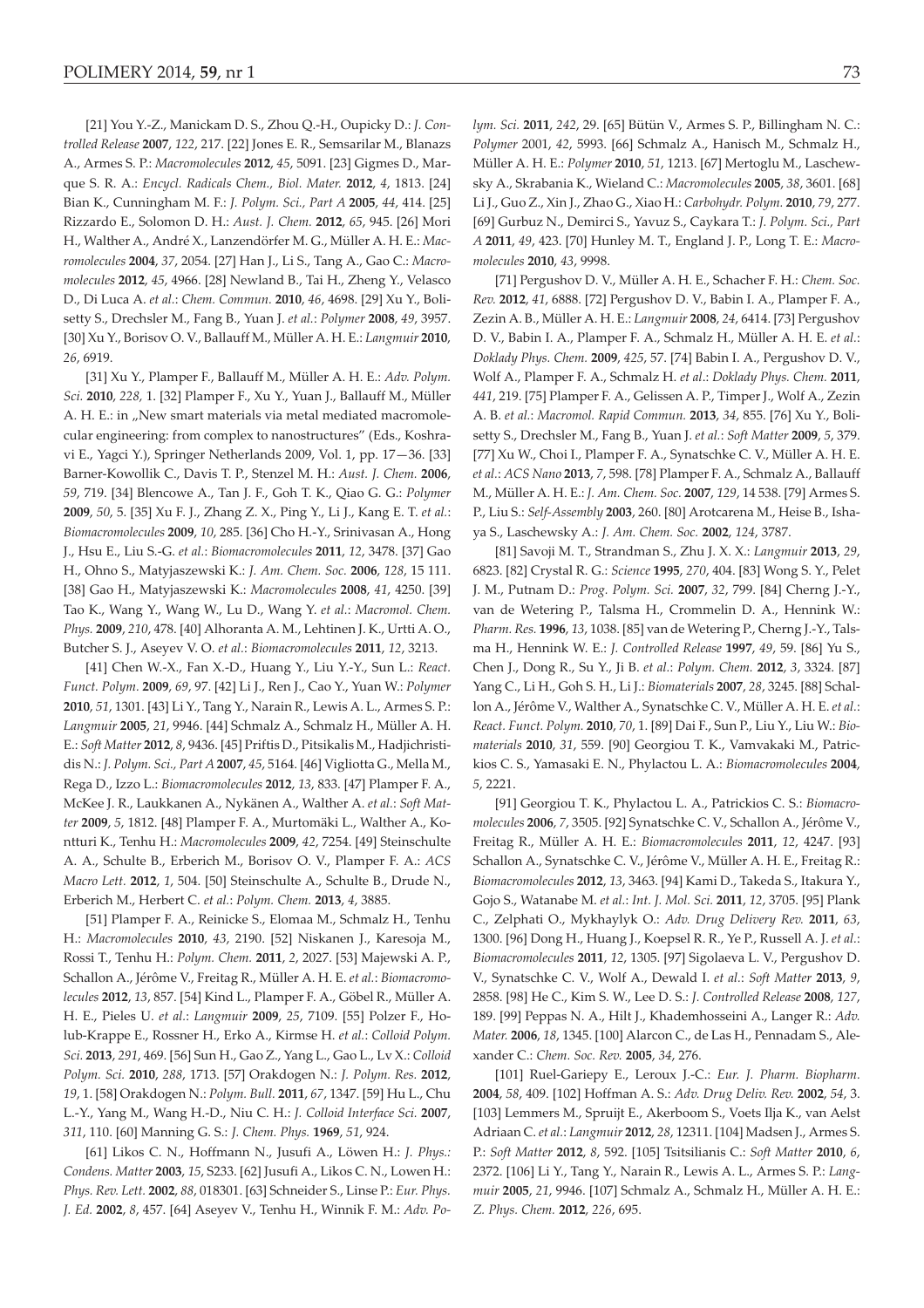[21] You Y.-Z., Manickam D. S., Zhou Q.-H., Oupicky D.: *J. Controlled Release* **2007**, *122*, 217. [22] Jones E. R., Semsarilar M., Blanazs A., Armes S. P.: *Macromolecules* **2012**, *45*, 5091. [23] Gigmes D., Marque S. R. A.: *Encycl. Radicals Chem., Biol. Mater.* **2012**, *4*, 1813. [24] Bian K., Cunningham M. F.: *J. Polym. Sci., Part A* **2005**, *44*, 414. [25] Rizzardo E., Solomon D. H.: *Aust. J. Chem.* **2012**, *65*, 945. [26] Mori H., Walther A., André X., Lanzendörfer M. G., Müller A. H. E.: *Macromolecules* **2004**, *37*, 2054. [27] Han J., Li S., Tang A., Gao C.: *Macromolecules* **2012**, *45*, 4966. [28] Newland B., Tai H., Zheng Y., Velasco D., Di Luca A. *et al.*: *Chem. Commun.* **2010**, *46*, 4698. [29] Xu Y., Bolisetty S., Drechsler M., Fang B., Yuan J. *et al.*: *Polymer* **2008**, *49*, 3957. [30] Xu Y., Borisov O. V., Ballauff M., Müller A. H. E.: *Langmuir* **2010**, *26*, 6919.

[31] Xu Y., Plamper F., Ballauff M., Müller A. H. E.: *Adv. Polym. Sci.* **2010**, *228*, 1. [32] Plamper F., Xu Y., Yuan J., Ballauff M., Müller A. H. E.: in „New smart materials via metal mediated macromolecular engineering: from complex to nanostructures" (Eds., Koshravi E., Yagci Y.), Springer Netherlands 2009, Vol. 1, pp. 17—36. [33] Barner-Kowollik C., Davis T. P., Stenzel M. H.: *Aust. J. Chem.* **2006**, *59*, 719. [34] Blencowe A., Tan J. F., Goh T. K., Qiao G. G.: *Polymer* **2009**, *50*, 5. [35] Xu F. J., Zhang Z. X., Ping Y., Li J., Kang E. T. *et al.*: *Biomacromolecules* **2009**, *10*, 285. [36] Cho H.-Y., Srinivasan A., Hong J., Hsu E., Liu S.-G. *et al.*: *Biomacromolecules* **2011**, *12*, 3478. [37] Gao H., Ohno S., Matyjaszewski K.: *J. Am. Chem. Soc.* **2006**, *128*, 15 111. [38] Gao H., Matyjaszewski K.: *Macromolecules* **2008**, *41*, 4250. [39] Tao K., Wang Y., Wang W., Lu D., Wang Y. *et al.*: *Macromol. Chem. Phys.* **2009**, *210*, 478. [40] Alhoranta A. M., Lehtinen J. K., Urtti A. O., Butcher S. J., Aseyev V. O. *et al.*: *Biomacromolecules* **2011**, *12*, 3213.

[41] Chen W.-X., Fan X.-D., Huang Y., Liu Y.-Y., Sun L.: *React. Funct. Polym.* **2009**, *69*, 97. [42] Li J., Ren J., Cao Y., Yuan W.: *Polymer* **2010**, *51*, 1301. [43] Li Y., Tang Y., Narain R., Lewis A. L., Armes S. P.: *Langmuir* **2005**, *21*, 9946. [44] Schmalz A., Schmalz H., Müller A. H. E.: *Soft Matter* **2012**, *8*, 9436. [45] Priftis D., Pitsikalis M., Hadjichristidis N.: *J. Polym. Sci., Part A* **2007**, *45*, 5164. [46] Vigliotta G., Mella M., Rega D., Izzo L.: *Biomacromolecules* **2012**, *13*, 833. [47] Plamper F. A., McKee J. R., Laukkanen A., Nykänen A., Walther A. *et al.*: *Soft Matter* **2009**, *5*, 1812. [48] Plamper F. A., Murtomäki L., Walther A., Kontturi K., Tenhu H.: *Macromolecules* **2009**, *42*, 7254. [49] Steinschulte A. A., Schulte B., Erberich M., Borisov O. V., Plamper F. A.: *ACS Macro Lett.* **2012**, *1*, 504. [50] Steinschulte A., Schulte B., Drude N., Erberich M., Herbert C. *et al.*: *Polym. Chem.* **2013**, *4*, 3885.

[51] Plamper F. A., Reinicke S., Elomaa M., Schmalz H., Tenhu H.: *Macromolecules* **2010**, *43*, 2190. [52] Niskanen J., Karesoja M., Rossi T., Tenhu H.: *Polym. Chem.* **2011**, *2*, 2027. [53] Majewski A. P., Schallon A., Jérôme V., Freitag R., Müller A. H. E. *et al.*: *Biomacromolecules* **2012**, *13*, 857. [54] Kind L., Plamper F. A., Göbel R., Müller A. H. E., Pieles U. *et al.*: *Langmuir* **2009**, *25*, 7109. [55] Polzer F., Holub-Krappe E., Rossner H., Erko A., Kirmse H. *et al.*: *Colloid Polym. Sci.* **2013**, *291*, 469. [56] Sun H., Gao Z., Yang L., Gao L., Lv X.: *Colloid Polym. Sci.* **2010**, *288*, 1713. [57] Orakdogen N.: *J. Polym. Res.* **2012**, *19*, 1. [58] Orakdogen N.: *Polym. Bull.* **2011**, *67*, 1347. [59] Hu L., Chu L.-Y., Yang M., Wang H.-D., Niu C. H.: *J. Colloid Interface Sci.* **2007**, *311*, 110. [60] Manning G. S.: *J. Chem. Phys.* **1969**, *51*, 924.

[61] Likos C. N., Hoffmann N., Jusufi A., Löwen H.: *J. Phys.: Condens. Matter* **2003**, *15*, S233. [62] Jusufi A., Likos C. N., Lowen H.: *Phys. Rev. Lett.* **2002**, *88*, 018301. [63] Schneider S., Linse P.: *Eur. Phys. J. Ed.* **2002**, *8*, 457. [64] Aseyev V., Tenhu H., Winnik F. M.: *Adv. Polym. Sci.* **2011**, *242*, 29. [65] Bütün V., Armes S. P., Billingham N. C.: *Polymer* 2001, *42*, 5993. [66] Schmalz A., Hanisch M., Schmalz H., Müller A. H. E.: *Polymer* **2010**, *51*, 1213. [67] Mertoglu M., Laschewsky A., Skrabania K., Wieland C.: *Macromolecules* **2005**, *38*, 3601. [68] Li J., Guo Z., Xin J., Zhao G., Xiao H.: *Carbohydr. Polym.* **2010**, *79*, 277. [69] Gurbuz N., Demirci S., Yavuz S., Caykara T.: *J. Polym. Sci., Part A* **2011**, *49*, 423. [70] Hunley M. T., England J. P., Long T. E.: *Macromolecules* **2010**, *43*, 9998.

[71] Pergushov D. V., Müller A. H. E., Schacher F. H.: *Chem. Soc. Rev.* **2012**, *41*, 6888. [72] Pergushov D. V., Babin I. A., Plamper F. A., Zezin A. B., Müller A. H. E.: *Langmuir* **2008**, *24*, 6414. [73] Pergushov D. V., Babin I. A., Plamper F. A., Schmalz H., Müller A. H. E. *et al.*: *Doklady Phys. Chem.* **2009**, *425*, 57. [74] Babin I. A., Pergushov D. V., Wolf A., Plamper F. A., Schmalz H. *et al.*: *Doklady Phys. Chem.* **2011**, *441*, 219. [75] Plamper F. A., Gelissen A. P., Timper J., Wolf A., Zezin A. B. *et al.*: *Macromol. Rapid Commun.* **2013**, *34*, 855. [76] Xu Y., Bolisetty S., Drechsler M., Fang B., Yuan J. *et al.*: *Soft Matter* **2009**, *5*, 379. [77] Xu W., Choi I., Plamper F. A., Synatschke C. V., Müller A. H. E. *et al.*: *ACS Nano* **2013**, *7*, 598. [78] Plamper F. A., Schmalz A., Ballauff M., Müller A. H. E.: *J. Am. Chem. Soc.* **2007**, *129*, 14 538. [79] Armes S. P., Liu S.: *Self-Assembly* **2003**, 260. [80] Arotcarena M., Heise B., Ishaya S., Laschewsky A.: *J. Am. Chem. Soc.* **2002**, *124*, 3787.

[81] Savoji M. T., Strandman S., Zhu J. X. X.: *Langmuir* **2013**, *29*, 6823. [82] Crystal R. G.: *Science* **1995**, *270*, 404. [83] Wong S. Y., Pelet J. M., Putnam D.: *Prog. Polym. Sci.* **2007**, *32*, 799. [84] Cherng J.-Y., van de Wetering P., Talsma H., Crommelin D. A., Hennink W.: *Pharm. Res.* **1996**, *13*, 1038. [85] van de Wetering P., Cherng J.-Y., Talsma H., Hennink W. E.: *J. Controlled Release* **1997**, *49*, 59. [86] Yu S., Chen J., Dong R., Su Y., Ji B. *et al.*: *Polym. Chem.* **2012**, *3*, 3324. [87] Yang C., Li H., Goh S. H., Li J.: *Biomaterials* **2007**, *28*, 3245. [88] Schallon A., Jérôme V., Walther A., Synatschke C. V., Müller A. H. E. *et al.*: *React. Funct. Polym.* **2010**, *70*, 1. [89] Dai F., Sun P., Liu Y., Liu W.: *Biomaterials* **2010**, *31*, 559. [90] Georgiou T. K., Vamvakaki M., Patrickios C. S., Yamasaki E. N., Phylactou L. A.: *Biomacromolecules* **2004**, *5*, 2221.

[91] Georgiou T. K., Phylactou L. A., Patrickios C. S.: *Biomacromolecules* **2006**, *7*, 3505. [92] Synatschke C. V., Schallon A., Jérôme V., Freitag R., Müller A. H. E.: *Biomacromolecules* **2011**, *12*, 4247. [93] Schallon A., Synatschke C. V., Jérôme V., Müller A. H. E., Freitag R.: *Biomacromolecules* **2012**, *13*, 3463. [94] Kami D., Takeda S., Itakura Y., Gojo S., Watanabe M. *et al.*: *Int. J. Mol. Sci.* **2011**, *12*, 3705. [95] Plank C., Zelphati O., Mykhaylyk O.: *Adv. Drug Delivery Rev.* **2011**, *63*, 1300. [96] Dong H., Huang J., Koepsel R. R., Ye P., Russell A. J. *et al.*: *Biomacromolecules* **2011**, *12*, 1305. [97] Sigolaeva L. V., Pergushov D. V., Synatschke C. V., Wolf A., Dewald I. *et al.*: *Soft Matter* **2013**, *9*, 2858. [98] He C., Kim S. W., Lee D. S.: *J. Controlled Release* **2008**, *127*, 189. [99] Peppas N. A., Hilt J., Khademhosseini A., Langer R.: *Adv. Mater.* **2006**, *18*, 1345. [100] Alarcon C., de Las H., Pennadam S., Alexander C.: *Chem. Soc. Rev.* **2005**, *34*, 276.

[101] Ruel-Gariepy E., Leroux J.-C.: *Eur. J. Pharm. Biopharm.* **2004**, *58*, 409. [102] Hoffman A. S.: *Adv. Drug Deliv. Rev.* **2002**, *54*, 3. [103] Lemmers M., Spruijt E., Akerboom S., Voets Ilja K., van Aelst Adriaan C. *et al.*: *Langmuir* **2012**, *28*, 12311. [104] Madsen J., Armes S. P.: *Soft Matter* **2012**, *8*, 592. [105] Tsitsilianis C.: *Soft Matter* **2010**, *6*, 2372. [106] Li Y., Tang Y., Narain R., Lewis A. L., Armes S. P.: *Langmuir* **2005**, *21*, 9946. [107] Schmalz A., Schmalz H., Müller A. H. E.: *Z. Phys. Chem.* **2012**, *226*, 695.